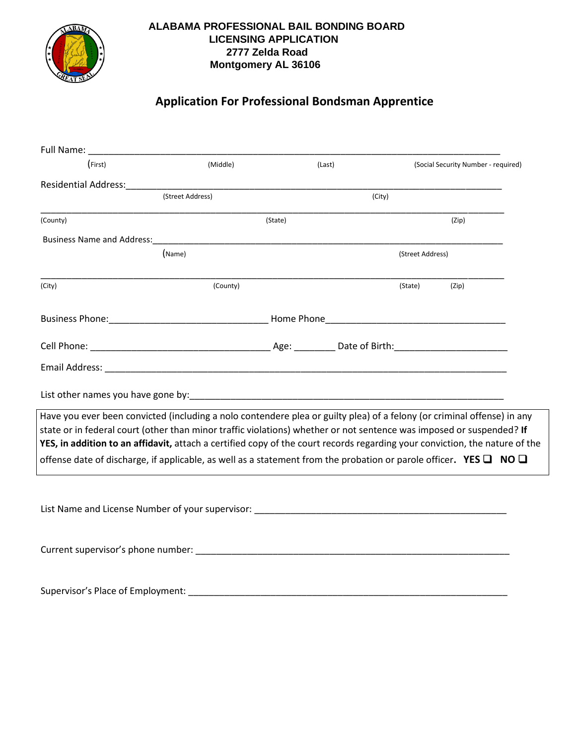**ALABAMA PROFESSIONAL BAIL BONDING BOARD**
**LICENSING APPLICATION**
**2777 Zelda Road**
**Montgomery AL 36106**

## Application For Professional Bondsman Apprentice

Full Name: ___________________________________________________________________________

(First) (Middle) (Last) (Social Security Number - required)

Residential Address: ______________________________________________________________________

(Street Address) (City)

___________________________________________________________________________________

(County) (State) (Zip)

Business Name and Address: ________________________________________________________________

(Name) (Street Address)

___________________________________________________________________________________

(City) (County) (State) (Zip)

Business Phone: ______________________________ Home Phone __________________________________

Cell Phone: __________________________________ Age: ________ Date of Birth: _____________________

Email Address: ____________________________________________________________________________

List other names you have gone by: ___________________________________________________________

Have you ever been convicted (including a nolo contendere plea or guilty plea) of a felony (or criminal offense) in any state or in federal court (other than minor traffic violations) whether or not sentence was imposed or suspended? **If YES, in addition to an affidavit,** attach a certified copy of the court records regarding your conviction, the nature of the offense date of discharge, if applicable, as well as a statement from the probation or parole officer**. YES ☐ NO ☐**

List Name and License Number of your supervisor: ______________________________________________

Current supervisor's phone number: ___________________________________________________________

Supervisor's Place of Employment: ____________________________________________________________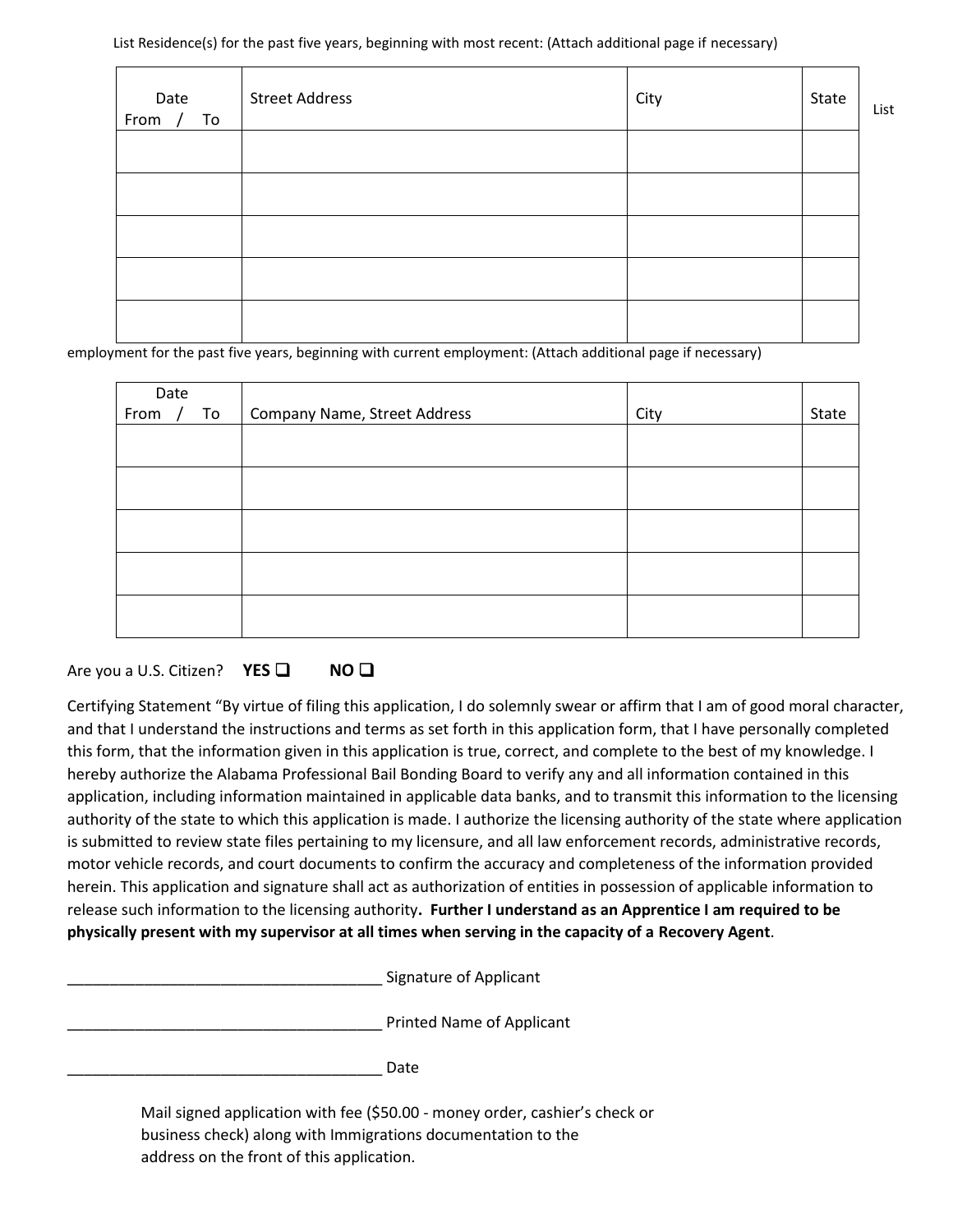List Residence(s) for the past five years, beginning with most recent: (Attach additional page if necessary)

| Date From / To | Street Address | City | State |
|---|---|---|---|
| | | | |
| | | | |
| | | | |
| | | | |
| | | | |

List employment for the past five years, beginning with current employment: (Attach additional page if necessary)

| Date From / To | Company Name, Street Address | City | State |
|---|---|---|---|
| | | | |
| | | | |
| | | | |
| | | | |
| | | | |

Are you a U.S. Citizen? **YES ❑** **NO ❑**

Certifying Statement "By virtue of filing this application, I do solemnly swear or affirm that I am of good moral character, and that I understand the instructions and terms as set forth in this application form, that I have personally completed this form, that the information given in this application is true, correct, and complete to the best of my knowledge. I hereby authorize the Alabama Professional Bail Bonding Board to verify any and all information contained in this application, including information maintained in applicable data banks, and to transmit this information to the licensing authority of the state to which this application is made. I authorize the licensing authority of the state where application is submitted to review state files pertaining to my licensure, and all law enforcement records, administrative records, motor vehicle records, and court documents to confirm the accuracy and completeness of the information provided herein. This application and signature shall act as authorization of entities in possession of applicable information to release such information to the licensing authority**. Further I understand as an Apprentice I am required to be physically present with my supervisor at all times when serving in the capacity of a Recovery Agent**.

_____________________________________ Signature of Applicant

_____________________________________ Printed Name of Applicant

_____________________________________ Date

Mail signed application with fee ($50.00 - money order, cashier's check or business check) along with Immigrations documentation to the address on the front of this application.